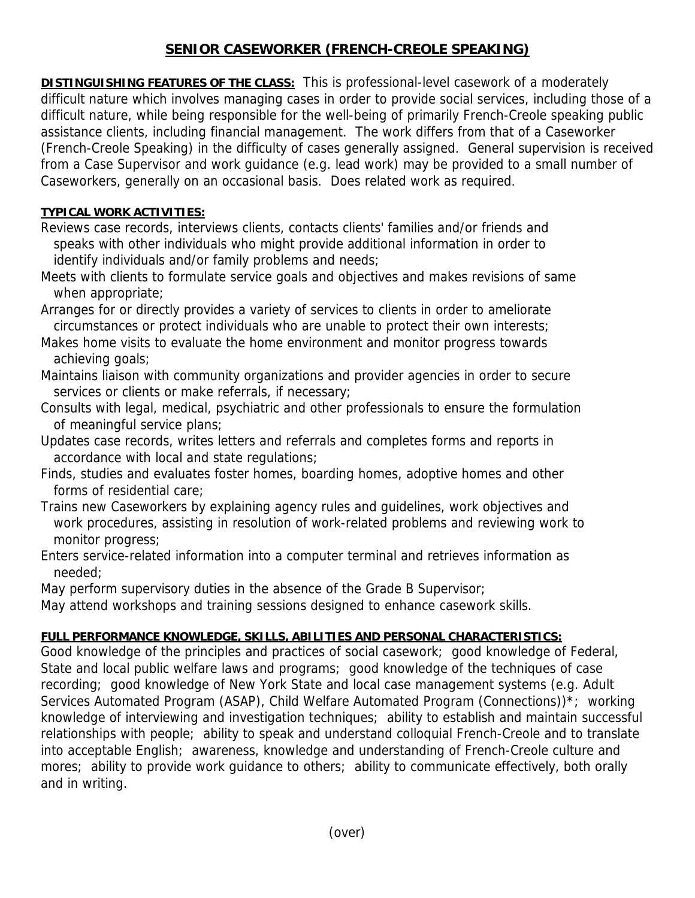# SENIOR CASEWORKER (FRENCH-CREOLE SPEAKING)

**DISTINGUISHING FEATURES OF THE CLASS:** This is professional-level casework of a moderately difficult nature which involves managing cases in order to provide social services, including those of a difficult nature, while being responsible for the well-being of primarily French-Creole speaking public assistance clients, including financial management. The work differs from that of a Caseworker (French-Creole Speaking) in the difficulty of cases generally assigned. General supervision is received from a Case Supervisor and work guidance (e.g. lead work) may be provided to a small number of Caseworkers, generally on an occasional basis. Does related work as required.

**TYPICAL WORK ACTIVITIES:**

Reviews case records, interviews clients, contacts clients' families and/or friends and speaks with other individuals who might provide additional information in order to identify individuals and/or family problems and needs;

Meets with clients to formulate service goals and objectives and makes revisions of same when appropriate;

Arranges for or directly provides a variety of services to clients in order to ameliorate circumstances or protect individuals who are unable to protect their own interests;

Makes home visits to evaluate the home environment and monitor progress towards achieving goals;

Maintains liaison with community organizations and provider agencies in order to secure services or clients or make referrals, if necessary;

Consults with legal, medical, psychiatric and other professionals to ensure the formulation of meaningful service plans;

Updates case records, writes letters and referrals and completes forms and reports in accordance with local and state regulations;

Finds, studies and evaluates foster homes, boarding homes, adoptive homes and other forms of residential care;

Trains new Caseworkers by explaining agency rules and guidelines, work objectives and work procedures, assisting in resolution of work-related problems and reviewing work to monitor progress;

Enters service-related information into a computer terminal and retrieves information as needed;

May perform supervisory duties in the absence of the Grade B Supervisor;

May attend workshops and training sessions designed to enhance casework skills.

**FULL PERFORMANCE KNOWLEDGE, SKILLS, ABILITIES AND PERSONAL CHARACTERISTICS:**

Good knowledge of the principles and practices of social casework; good knowledge of Federal, State and local public welfare laws and programs; good knowledge of the techniques of case recording; good knowledge of New York State and local case management systems (e.g. Adult Services Automated Program (ASAP), Child Welfare Automated Program (Connections))*; working knowledge of interviewing and investigation techniques; ability to establish and maintain successful relationships with people; ability to speak and understand colloquial French-Creole and to translate into acceptable English; awareness, knowledge and understanding of French-Creole culture and mores; ability to provide work guidance to others; ability to communicate effectively, both orally and in writing.

(over)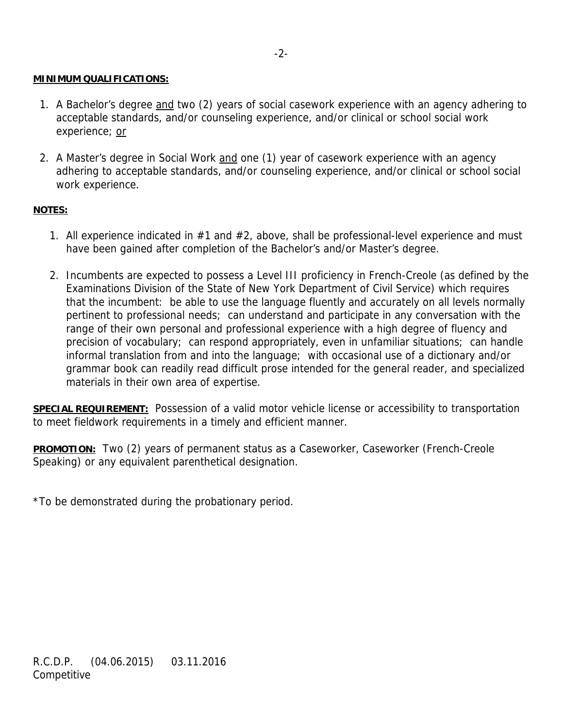**MINIMUM QUALIFICATIONS:**

1. A Bachelor's degree and two (2) years of social casework experience with an agency adhering to acceptable standards, and/or counseling experience, and/or clinical or school social work experience; or

2. A Master's degree in Social Work and one (1) year of casework experience with an agency adhering to acceptable standards, and/or counseling experience, and/or clinical or school social work experience.

**NOTES:**

1. All experience indicated in #1 and #2, above, shall be professional-level experience and must have been gained after completion of the Bachelor's and/or Master's degree.

2. Incumbents are expected to possess a Level III proficiency in French-Creole (as defined by the Examinations Division of the State of New York Department of Civil Service) which requires that the incumbent: be able to use the language fluently and accurately on all levels normally pertinent to professional needs; can understand and participate in any conversation with the range of their own personal and professional experience with a high degree of fluency and precision of vocabulary; can respond appropriately, even in unfamiliar situations; can handle informal translation from and into the language; with occasional use of a dictionary and/or grammar book can readily read difficult prose intended for the general reader, and specialized materials in their own area of expertise.

**SPECIAL REQUIREMENT:** Possession of a valid motor vehicle license or accessibility to transportation to meet fieldwork requirements in a timely and efficient manner.

**PROMOTION:** Two (2) years of permanent status as a Caseworker, Caseworker (French-Creole Speaking) or any equivalent parenthetical designation.

*To be demonstrated during the probationary period.

R.C.D.P. (04.06.2015) 03.11.2016
Competitive